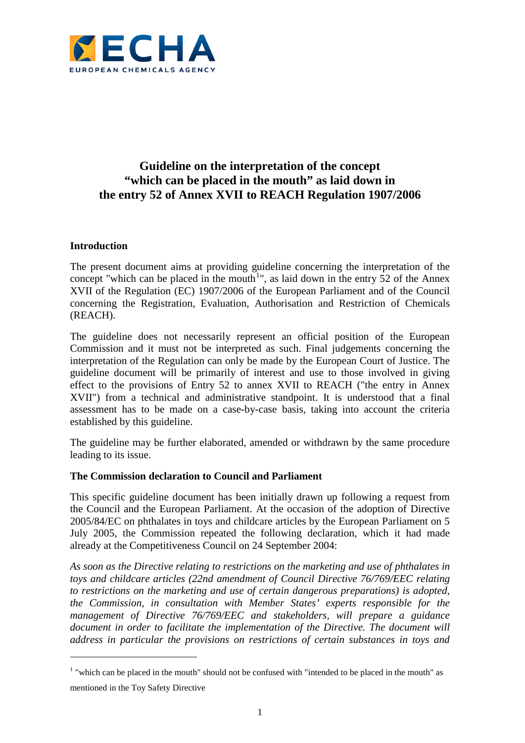# Guideline on the interpretation of the concept "which can be placed in the mouth" as laid down in the entry 52 of Annex XVII to REACH Regulation 1907/2006

## Introduction

The present document aims at providing guideline concerning the interpretation of the concept "which can be placed in the mouth[1]", as laid down in the entry 52 of the Annex XVII of the Regulation (EC) 1907/2006 of the European Parliament and of the Council concerning the Registration, Evaluation, Authorisation and Restriction of Chemicals (REACH).

The guideline does not necessarily represent an official position of the European Commission and it must not be interpreted as such. Final judgements concerning the interpretation of the Regulation can only be made by the European Court of Justice. The guideline document will be primarily of interest and use to those involved in giving effect to the provisions of Entry 52 to annex XVII to REACH ("the entry in Annex XVII") from a technical and administrative standpoint. It is understood that a final assessment has to be made on a case-by-case basis, taking into account the criteria established by this guideline.

The guideline may be further elaborated, amended or withdrawn by the same procedure leading to its issue.

## The Commission declaration to Council and Parliament

This specific guideline document has been initially drawn up following a request from the Council and the European Parliament. At the occasion of the adoption of Directive 2005/84/EC on phthalates in toys and childcare articles by the European Parliament on 5 July 2005, the Commission repeated the following declaration, which it had made already at the Competitiveness Council on 24 September 2004:

*As soon as the Directive relating to restrictions on the marketing and use of phthalates in toys and childcare articles (22nd amendment of Council Directive 76/769/EEC relating to restrictions on the marketing and use of certain dangerous preparations) is adopted, the Commission, in consultation with Member States' experts responsible for the management of Directive 76/769/EEC and stakeholders, will prepare a guidance document in order to facilitate the implementation of the Directive. The document will address in particular the provisions on restrictions of certain substances in toys and*

---

[1] "which can be placed in the mouth" should not be confused with "intended to be placed in the mouth" as mentioned in the Toy Safety Directive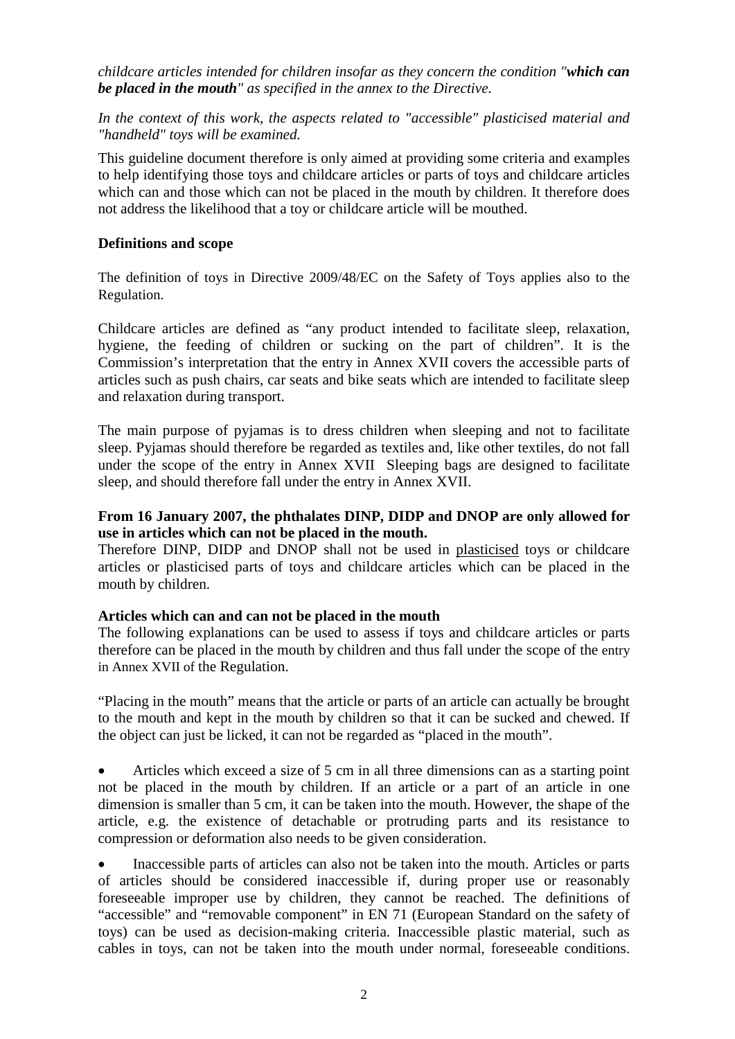*childcare articles intended for children insofar as they concern the condition "**which can be placed in the mouth**" as specified in the annex to the Directive.*

*In the context of this work, the aspects related to "accessible" plasticised material and "handheld" toys will be examined.*

This guideline document therefore is only aimed at providing some criteria and examples to help identifying those toys and childcare articles or parts of toys and childcare articles which can and those which can not be placed in the mouth by children. It therefore does not address the likelihood that a toy or childcare article will be mouthed.

**Definitions and scope**

The definition of toys in Directive 2009/48/EC on the Safety of Toys applies also to the Regulation.

Childcare articles are defined as "any product intended to facilitate sleep, relaxation, hygiene, the feeding of children or sucking on the part of children". It is the Commission's interpretation that the entry in Annex XVII covers the accessible parts of articles such as push chairs, car seats and bike seats which are intended to facilitate sleep and relaxation during transport.

The main purpose of pyjamas is to dress children when sleeping and not to facilitate sleep. Pyjamas should therefore be regarded as textiles and, like other textiles, do not fall under the scope of the entry in Annex XVII Sleeping bags are designed to facilitate sleep, and should therefore fall under the entry in Annex XVII.

**From 16 January 2007, the phthalates DINP, DIDP and DNOP are only allowed for use in articles which can not be placed in the mouth.**

Therefore DINP, DIDP and DNOP shall not be used in plasticised toys or childcare articles or plasticised parts of toys and childcare articles which can be placed in the mouth by children.

**Articles which can and can not be placed in the mouth**

The following explanations can be used to assess if toys and childcare articles or parts therefore can be placed in the mouth by children and thus fall under the scope of the entry in Annex XVII of the Regulation.

"Placing in the mouth" means that the article or parts of an article can actually be brought to the mouth and kept in the mouth by children so that it can be sucked and chewed. If the object can just be licked, it can not be regarded as "placed in the mouth".

- Articles which exceed a size of 5 cm in all three dimensions can as a starting point not be placed in the mouth by children. If an article or a part of an article in one dimension is smaller than 5 cm, it can be taken into the mouth. However, the shape of the article, e.g. the existence of detachable or protruding parts and its resistance to compression or deformation also needs to be given consideration.

- Inaccessible parts of articles can also not be taken into the mouth. Articles or parts of articles should be considered inaccessible if, during proper use or reasonably foreseeable improper use by children, they cannot be reached. The definitions of "accessible" and "removable component" in EN 71 (European Standard on the safety of toys) can be used as decision-making criteria. Inaccessible plastic material, such as cables in toys, can not be taken into the mouth under normal, foreseeable conditions.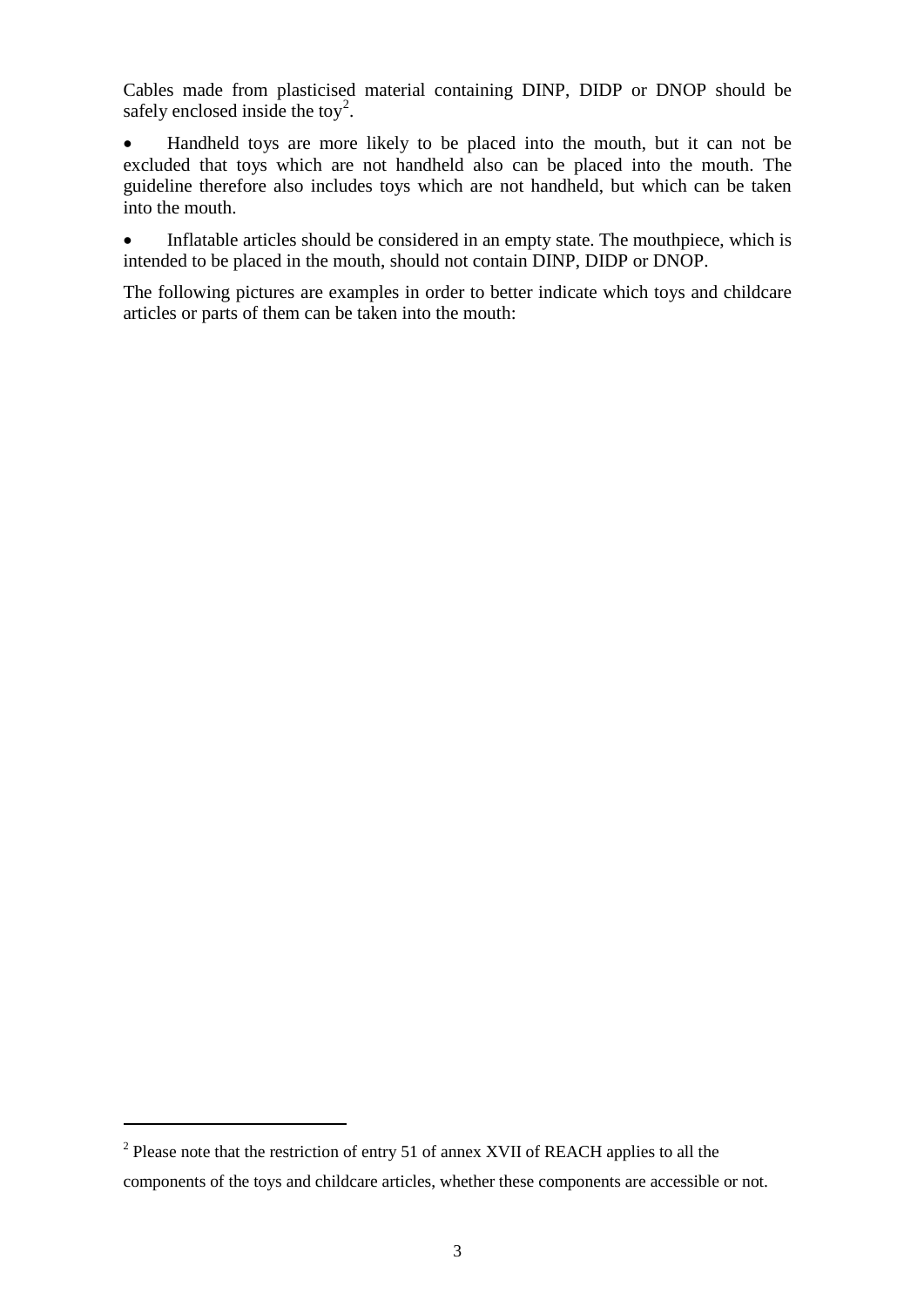Cables made from plasticised material containing DINP, DIDP or DNOP should be safely enclosed inside the toy[2].

- Handheld toys are more likely to be placed into the mouth, but it can not be excluded that toys which are not handheld also can be placed into the mouth. The guideline therefore also includes toys which are not handheld, but which can be taken into the mouth.

- Inflatable articles should be considered in an empty state. The mouthpiece, which is intended to be placed in the mouth, should not contain DINP, DIDP or DNOP.

The following pictures are examples in order to better indicate which toys and childcare articles or parts of them can be taken into the mouth:

[2] Please note that the restriction of entry 51 of annex XVII of REACH applies to all the components of the toys and childcare articles, whether these components are accessible or not.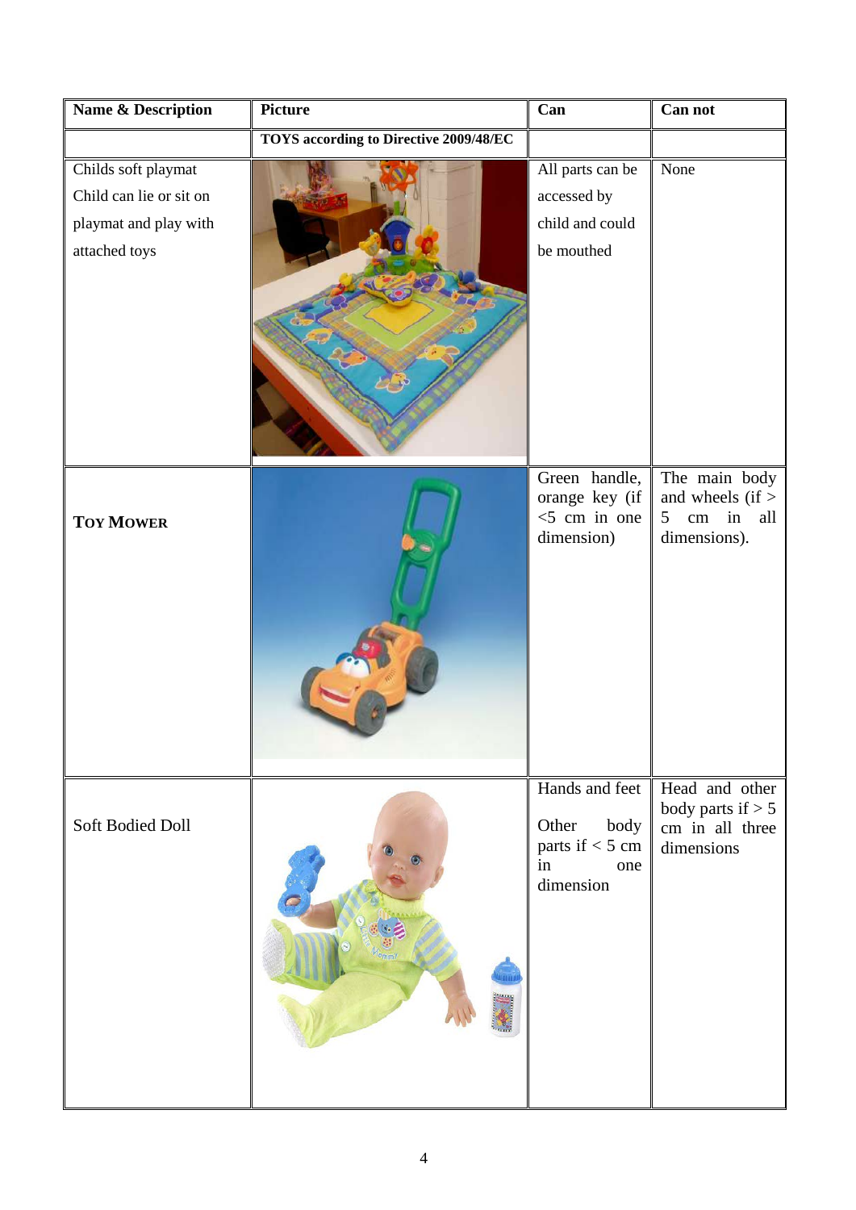| Name & Description | Picture | Can | Can not |
|---|---|---|---|
| | TOYS according to Directive 2009/48/EC | | |
| Childs soft playmat<br>Child can lie or sit on playmat and play with attached toys | | All parts can be accessed by child and could be mouthed | None |
| **TOY MOWER** | | Green handle, orange key (if <5 cm in one dimension) | The main body and wheels (if > 5 cm in all dimensions). |
| Soft Bodied Doll | | Hands and feet<br><br>Other body parts if < 5 cm in one dimension | Head and other body parts if > 5 cm in all three dimensions |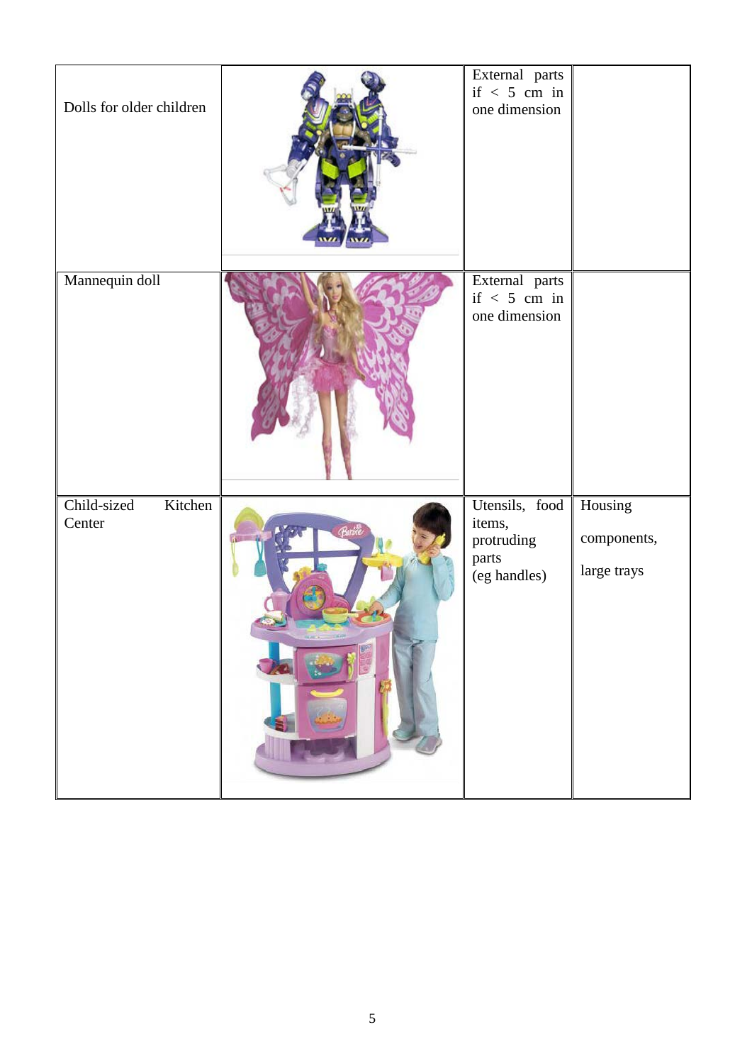| | | | |
|---|---|---|---|
| Dolls for older children | | External parts if < 5 cm in one dimension | |
| Mannequin doll | | External parts if < 5 cm in one dimension | |
| Child-sized Kitchen Center | | Utensils, food items, protruding parts (eg handles) | Housing components, large trays |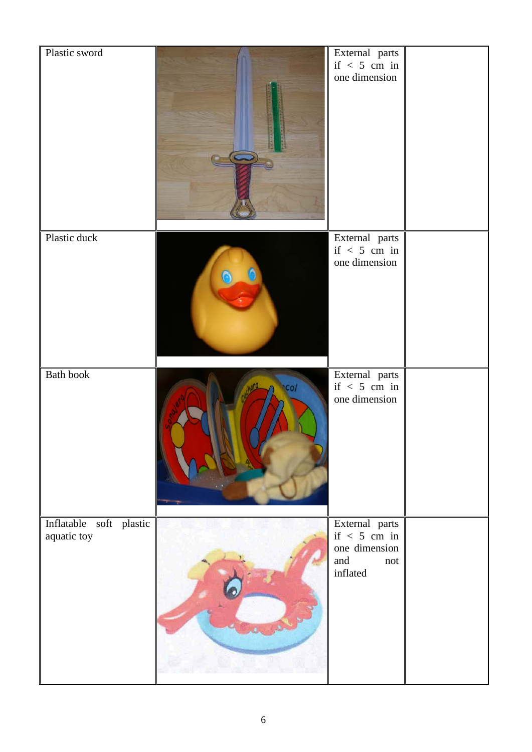| | | | |
|---|---|---|---|
| Plastic sword | | External parts if < 5 cm in one dimension | |
| Plastic duck | | External parts if < 5 cm in one dimension | |
| Bath book | | External parts if < 5 cm in one dimension | |
| Inflatable soft plastic aquatic toy | | External parts if < 5 cm in one dimension and not inflated | |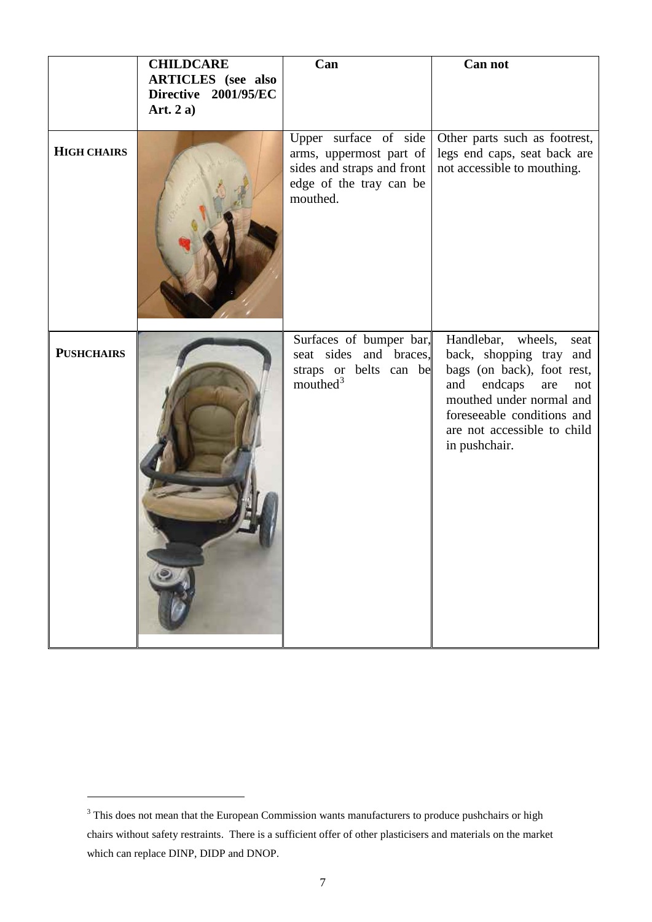| | CHILDCARE ARTICLES (see also Directive 2001/95/EC Art. 2 a) | Can | Can not |
|---|---|---|---|
| **HIGH CHAIRS** | | Upper surface of side arms, uppermost part of sides and straps and front edge of the tray can be mouthed. | Other parts such as footrest, legs end caps, seat back are not accessible to mouthing. |
| **PUSHCHAIRS** | | Surfaces of bumper bar, seat sides and braces, straps or belts can be mouthed[3] | Handlebar, wheels, seat back, shopping tray and bags (on back), foot rest, and endcaps are not mouthed under normal and foreseeable conditions and are not accessible to child in pushchair. |

[3] This does not mean that the European Commission wants manufacturers to produce pushchairs or high chairs without safety restraints. There is a sufficient offer of other plasticisers and materials on the market which can replace DINP, DIDP and DNOP.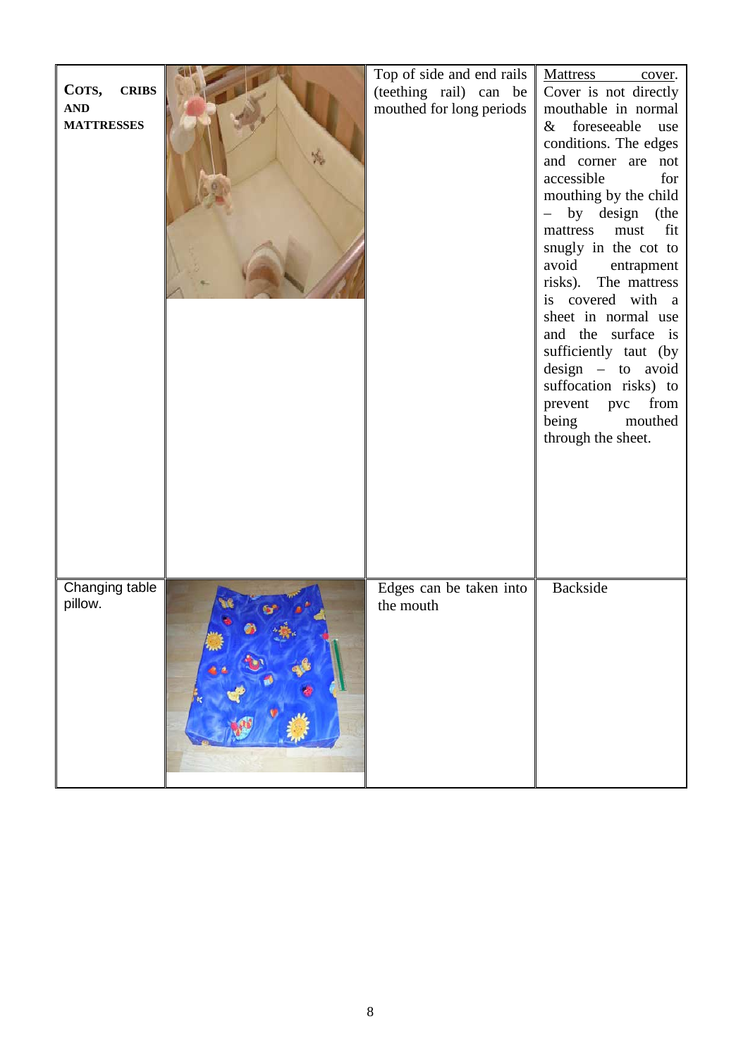| | | | |
|---|---|---|---|
| **COTS, CRIBS AND MATTRESSES** | | Top of side and end rails (teething rail) can be mouthed for long periods | Mattress cover. Cover is not directly mouthable in normal & foreseeable use conditions. The edges and corner are not accessible for mouthing by the child – by design (the mattress must fit snugly in the cot to avoid entrapment risks). The mattress is covered with a sheet in normal use and the surface is sufficiently taut (by design – to avoid suffocation risks) to prevent pvc from being mouthed through the sheet. |
| Changing table pillow. | | Edges can be taken into the mouth | Backside |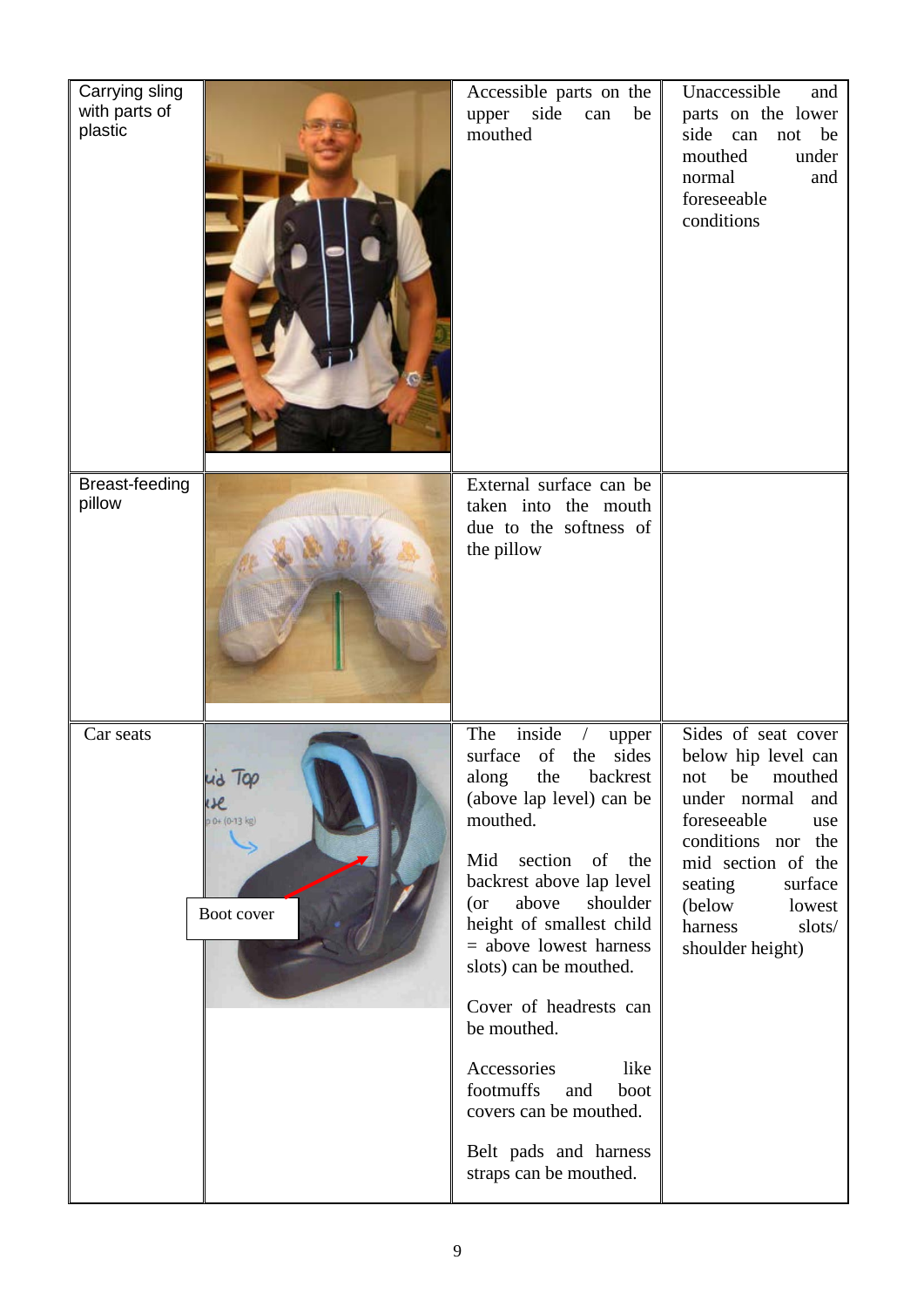| Carrying sling with parts of plastic | | Accessible parts on the upper side can be mouthed | Unaccessible and parts on the lower side can not be mouthed under normal and foreseeable conditions |
|---|---|---|---|
| Breast-feeding pillow | | External surface can be taken into the mouth due to the softness of the pillow | |
| Car seats | Boot cover | The inside / upper surface of the sides along the backrest (above lap level) can be mouthed.<br><br>Mid section of the backrest above lap level (or above shoulder height of smallest child = above lowest harness slots) can be mouthed.<br><br>Cover of headrests can be mouthed.<br><br>Accessories like footmuffs and boot covers can be mouthed.<br><br>Belt pads and harness straps can be mouthed. | Sides of seat cover below hip level can not be mouthed under normal and foreseeable use conditions nor the mid section of the seating surface (below lowest harness slots/ shoulder height) |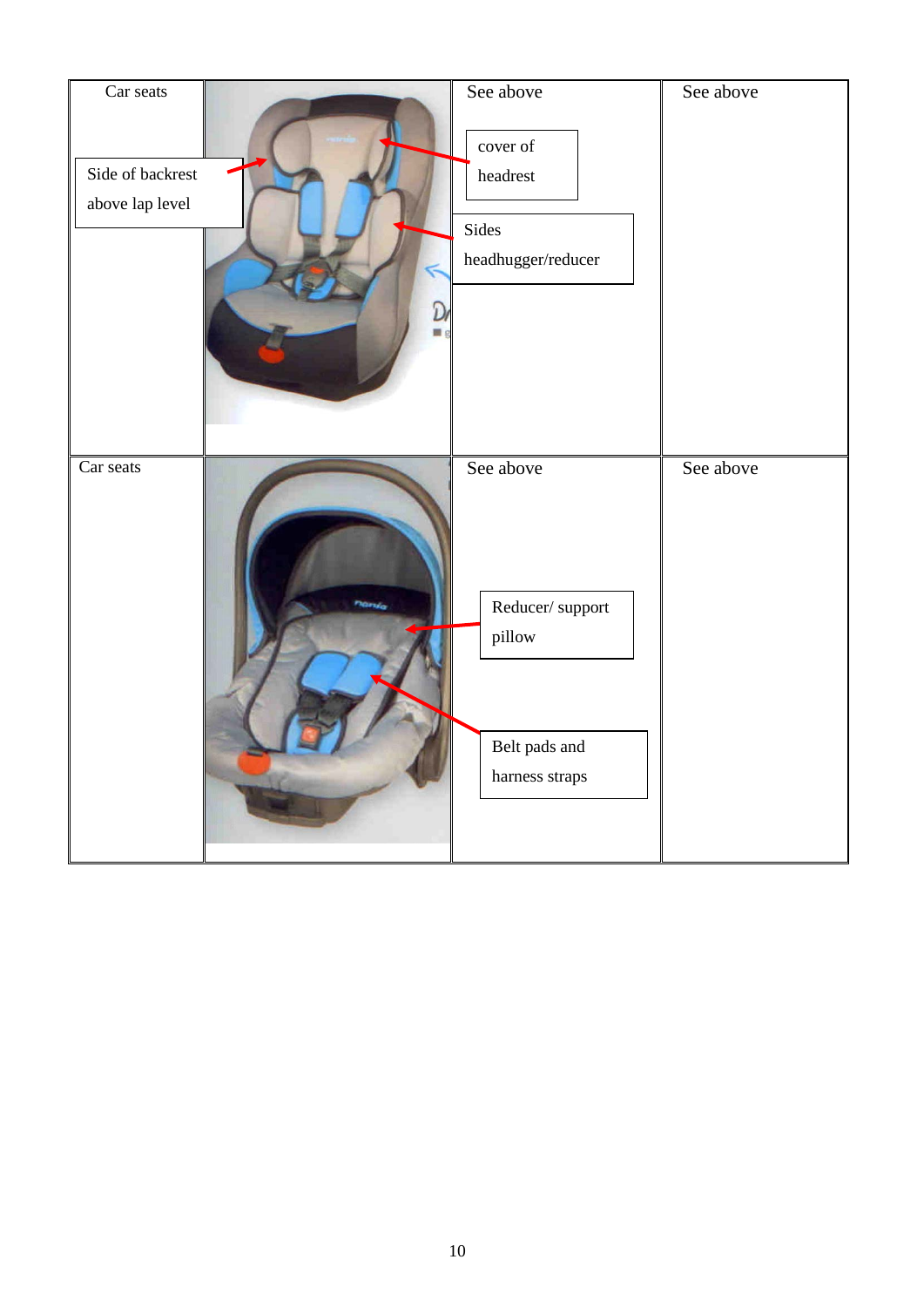| Car seats | | See above | See above |
|---|---|---|---|
| Car seats<br><br>Side of backrest above lap level | | See above<br><br>cover of headrest<br><br>Sides headhugger/reducer | See above |
| Car seats | | See above<br><br>Reducer/ support pillow<br><br>Belt pads and harness straps | See above |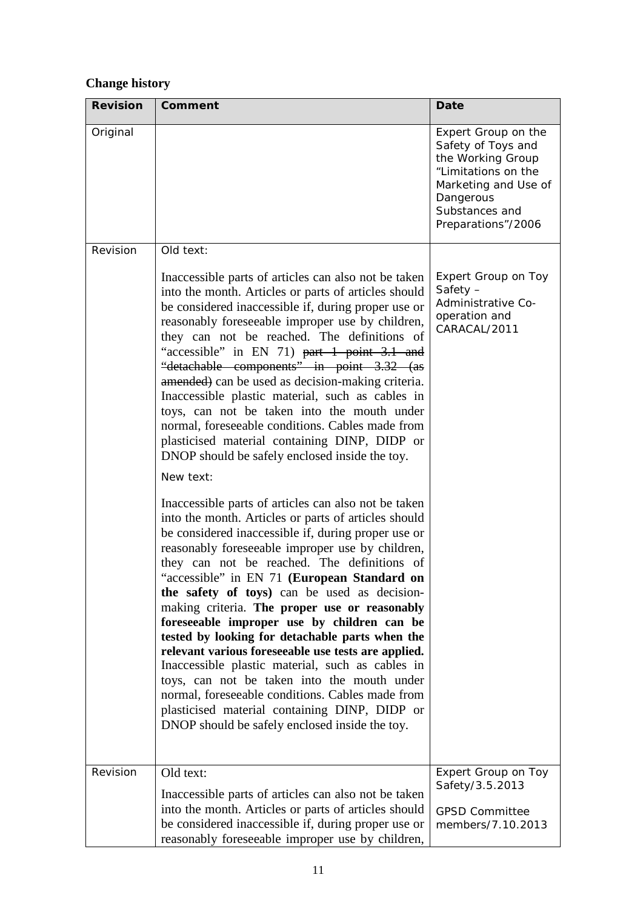**Change history**

| Revision | Comment | Date |
|---|---|---|
| Original | | Expert Group on the Safety of Toys and the Working Group "Limitations on the Marketing and Use of Dangerous Substances and Preparations"/2006 |
| Revision | Old text:<br><br>Inaccessible parts of articles can also not be taken into the month. Articles or parts of articles should be considered inaccessible if, during proper use or reasonably foreseeable improper use by children, they can not be reached. The definitions of "accessible" in EN 71) ~~part 1 point 3.1 and "detachable components" in point 3.32 (as amended)~~ can be used as decision-making criteria. Inaccessible plastic material, such as cables in toys, can not be taken into the mouth under normal, foreseeable conditions. Cables made from plasticised material containing DINP, DIDP or DNOP should be safely enclosed inside the toy.<br><br>New text:<br><br>Inaccessible parts of articles can also not be taken into the month. Articles or parts of articles should be considered inaccessible if, during proper use or reasonably foreseeable improper use by children, they can not be reached. The definitions of "accessible" in EN 71 **(European Standard on the safety of toys)** can be used as decision-making criteria. **The proper use or reasonably foreseeable improper use by children can be tested by looking for detachable parts when the relevant various foreseeable use tests are applied.** Inaccessible plastic material, such as cables in toys, can not be taken into the mouth under normal, foreseeable conditions. Cables made from plasticised material containing DINP, DIDP or DNOP should be safely enclosed inside the toy. | Expert Group on Toy Safety – Administrative Co-operation and CARACAL/2011 |
| Revision | Old text:<br><br>Inaccessible parts of articles can also not be taken into the month. Articles or parts of articles should be considered inaccessible if, during proper use or reasonably foreseeable improper use by children, | Expert Group on Toy Safety/3.5.2013<br><br>GPSD Committee members/7.10.2013 |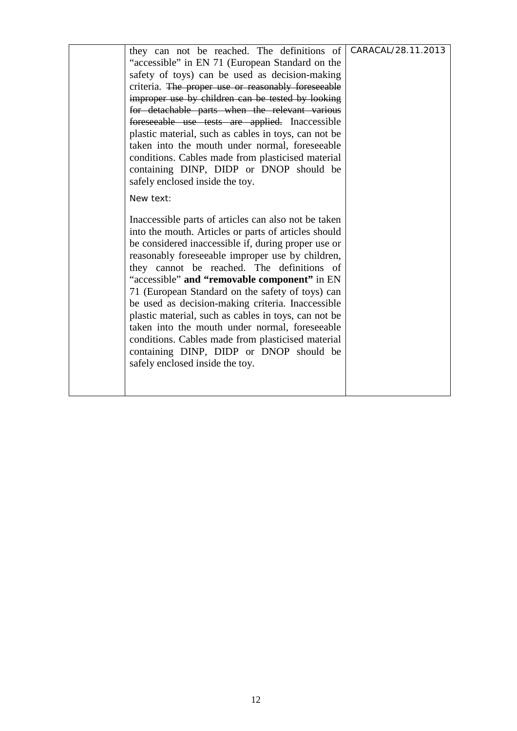| | | |
|---|---|---|
| | they can not be reached. The definitions of "accessible" in EN 71 (European Standard on the safety of toys) can be used as decision-making criteria. ~~The proper use or reasonably foreseeable improper use by children can be tested by looking for detachable parts when the relevant various foreseeable use tests are applied.~~ Inaccessible plastic material, such as cables in toys, can not be taken into the mouth under normal, foreseeable conditions. Cables made from plasticised material containing DINP, DIDP or DNOP should be safely enclosed inside the toy.<br><br>New text:<br><br>Inaccessible parts of articles can also not be taken into the mouth. Articles or parts of articles should be considered inaccessible if, during proper use or reasonably foreseeable improper use by children, they cannot be reached. The definitions of "accessible" **and "removable component"** in EN 71 (European Standard on the safety of toys) can be used as decision-making criteria. Inaccessible plastic material, such as cables in toys, can not be taken into the mouth under normal, foreseeable conditions. Cables made from plasticised material containing DINP, DIDP or DNOP should be safely enclosed inside the toy. | CARACAL/28.11.2013 |